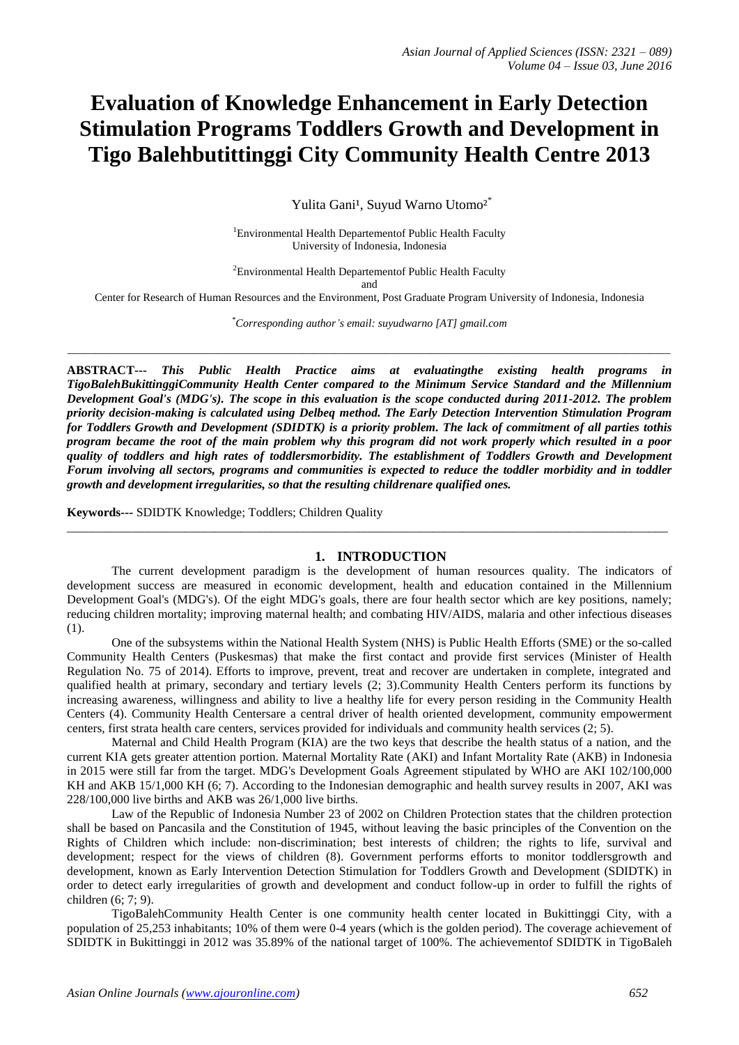# Evaluation of Knowledge Enhancement in Early Detection Stimulation Programs Toddlers Growth and Development in Tigo Balehbutittinggi City Community Health Centre 2013

Yulita Gani[1], Suyud Warno Utomo[2*]

[1]Environmental Health Departementof Public Health Faculty
University of Indonesia, Indonesia

[2]Environmental Health Departementof Public Health Faculty
and
Center for Research of Human Resources and the Environment, Post Graduate Program University of Indonesia, Indonesia

[*]*Corresponding author's email: suyudwarno [AT] gmail.com*

---

**ABSTRACT---** ***This Public Health Practice aims at evaluatingthe existing health programs in TigoBalehBukittinggiCommunity Health Center compared to the Minimum Service Standard and the Millennium Development Goal's (MDG's). The scope in this evaluation is the scope conducted during 2011-2012. The problem priority decision-making is calculated using Delbeq method. The Early Detection Intervention Stimulation Program for Toddlers Growth and Development (SDIDTK) is a priority problem. The lack of commitment of all parties tothis program became the root of the main problem why this program did not work properly which resulted in a poor quality of toddlers and high rates of toddlersmorbidity. The establishment of Toddlers Growth and Development Forum involving all sectors, programs and communities is expected to reduce the toddler morbidity and in toddler growth and development irregularities, so that the resulting childrenare qualified ones.***

**Keywords---** SDIDTK Knowledge; Toddlers; Children Quality

---

## 1. INTRODUCTION

The current development paradigm is the development of human resources quality. The indicators of development success are measured in economic development, health and education contained in the Millennium Development Goal's (MDG's). Of the eight MDG's goals, there are four health sector which are key positions, namely; reducing children mortality; improving maternal health; and combating HIV/AIDS, malaria and other infectious diseases (1).

One of the subsystems within the National Health System (NHS) is Public Health Efforts (SME) or the so-called Community Health Centers (Puskesmas) that make the first contact and provide first services (Minister of Health Regulation No. 75 of 2014). Efforts to improve, prevent, treat and recover are undertaken in complete, integrated and qualified health at primary, secondary and tertiary levels (2; 3).Community Health Centers perform its functions by increasing awareness, willingness and ability to live a healthy life for every person residing in the Community Health Centers (4). Community Health Centersare a central driver of health oriented development, community empowerment centers, first strata health care centers, services provided for individuals and community health services (2; 5).

Maternal and Child Health Program (KIA) are the two keys that describe the health status of a nation, and the current KIA gets greater attention portion. Maternal Mortality Rate (AKI) and Infant Mortality Rate (AKB) in Indonesia in 2015 were still far from the target. MDG's Development Goals Agreement stipulated by WHO are AKI 102/100,000 KH and AKB 15/1,000 KH (6; 7). According to the Indonesian demographic and health survey results in 2007, AKI was 228/100,000 live births and AKB was 26/1,000 live births.

Law of the Republic of Indonesia Number 23 of 2002 on Children Protection states that the children protection shall be based on Pancasila and the Constitution of 1945, without leaving the basic principles of the Convention on the Rights of Children which include: non-discrimination; best interests of children; the rights to life, survival and development; respect for the views of children (8). Government performs efforts to monitor toddlersgrowth and development, known as Early Intervention Detection Stimulation for Toddlers Growth and Development (SDIDTK) in order to detect early irregularities of growth and development and conduct follow-up in order to fulfill the rights of children (6; 7; 9).

TigoBalehCommunity Health Center is one community health center located in Bukittinggi City, with a population of 25,253 inhabitants; 10% of them were 0-4 years (which is the golden period). The coverage achievement of SDIDTK in Bukittinggi in 2012 was 35.89% of the national target of 100%. The achievementof SDIDTK in TigoBaleh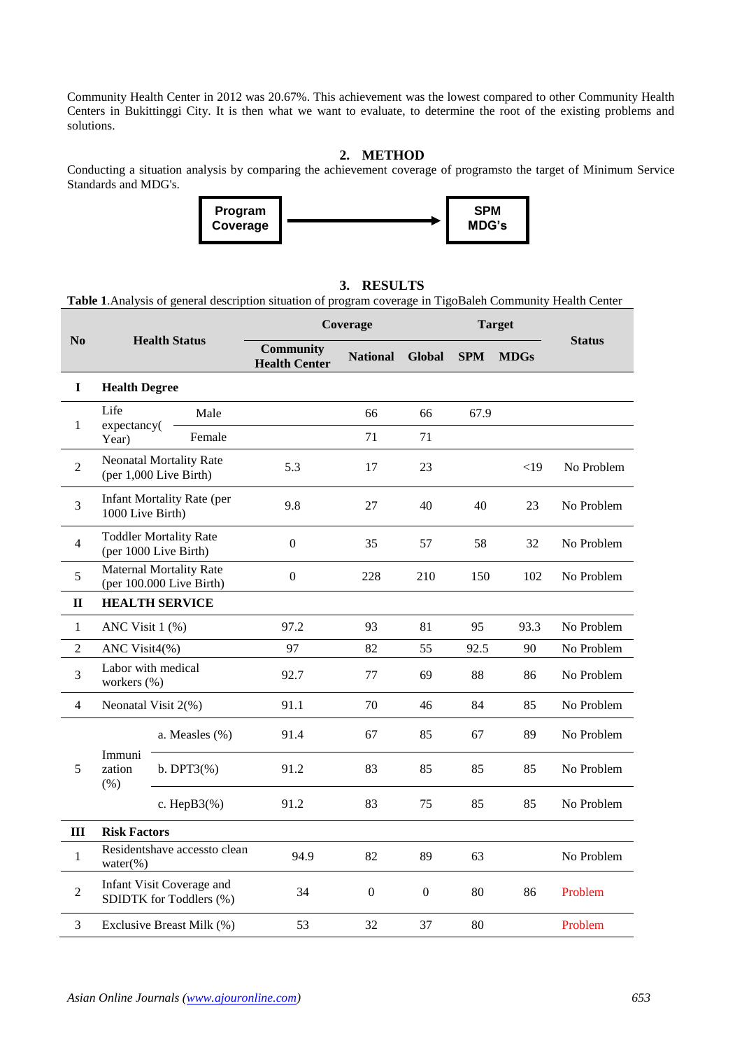Community Health Center in 2012 was 20.67%. This achievement was the lowest compared to other Community Health Centers in Bukittinggi City. It is then what we want to evaluate, to determine the root of the existing problems and solutions.

## 2. METHOD

Conducting a situation analysis by comparing the achievement coverage of programsto the target of Minimum Service Standards and MDG's.

**Program Coverage** → **SPM MDG's**

## 3. RESULTS

**Table 1**.Analysis of general description situation of program coverage in TigoBaleh Community Health Center

| No | Health Status | | Coverage | | | Target | | Status |
|---|---|---|---|---|---|---|---|---|
| | | | Community Health Center | National | Global | SPM | MDGs | |
| **I** | **Health Degree** | | | | | | | |
| 1 | Life expectancy(Year) | Male | | 66 | 66 | 67.9 | | |
| | | Female | | 71 | 71 | | | |
| 2 | Neonatal Mortality Rate (per 1,000 Live Birth) | | 5.3 | 17 | 23 | | <19 | No Problem |
| 3 | Infant Mortality Rate (per 1000 Live Birth) | | 9.8 | 27 | 40 | 40 | 23 | No Problem |
| 4 | Toddler Mortality Rate (per 1000 Live Birth) | | 0 | 35 | 57 | 58 | 32 | No Problem |
| 5 | Maternal Mortality Rate (per 100.000 Live Birth) | | 0 | 228 | 210 | 150 | 102 | No Problem |
| **II** | **HEALTH SERVICE** | | | | | | | |
| 1 | ANC Visit 1 (%) | | 97.2 | 93 | 81 | 95 | 93.3 | No Problem |
| 2 | ANC Visit4(%) | | 97 | 82 | 55 | 92.5 | 90 | No Problem |
| 3 | Labor with medical workers (%) | | 92.7 | 77 | 69 | 88 | 86 | No Problem |
| 4 | Neonatal Visit 2(%) | | 91.1 | 70 | 46 | 84 | 85 | No Problem |
| 5 | Immunization (%) | a. Measles (%) | 91.4 | 67 | 85 | 67 | 89 | No Problem |
| | | b. DPT3(%) | 91.2 | 83 | 85 | 85 | 85 | No Problem |
| | | c. HepB3(%) | 91.2 | 83 | 75 | 85 | 85 | No Problem |
| **III** | **Risk Factors** | | | | | | | |
| 1 | Residentshave accessto clean water(%) | | 94.9 | 82 | 89 | 63 | | No Problem |
| 2 | Infant Visit Coverage and SDIDTK for Toddlers (%) | | 34 | 0 | 0 | 80 | 86 | Problem |
| 3 | Exclusive Breast Milk (%) | | 53 | 32 | 37 | 80 | | Problem |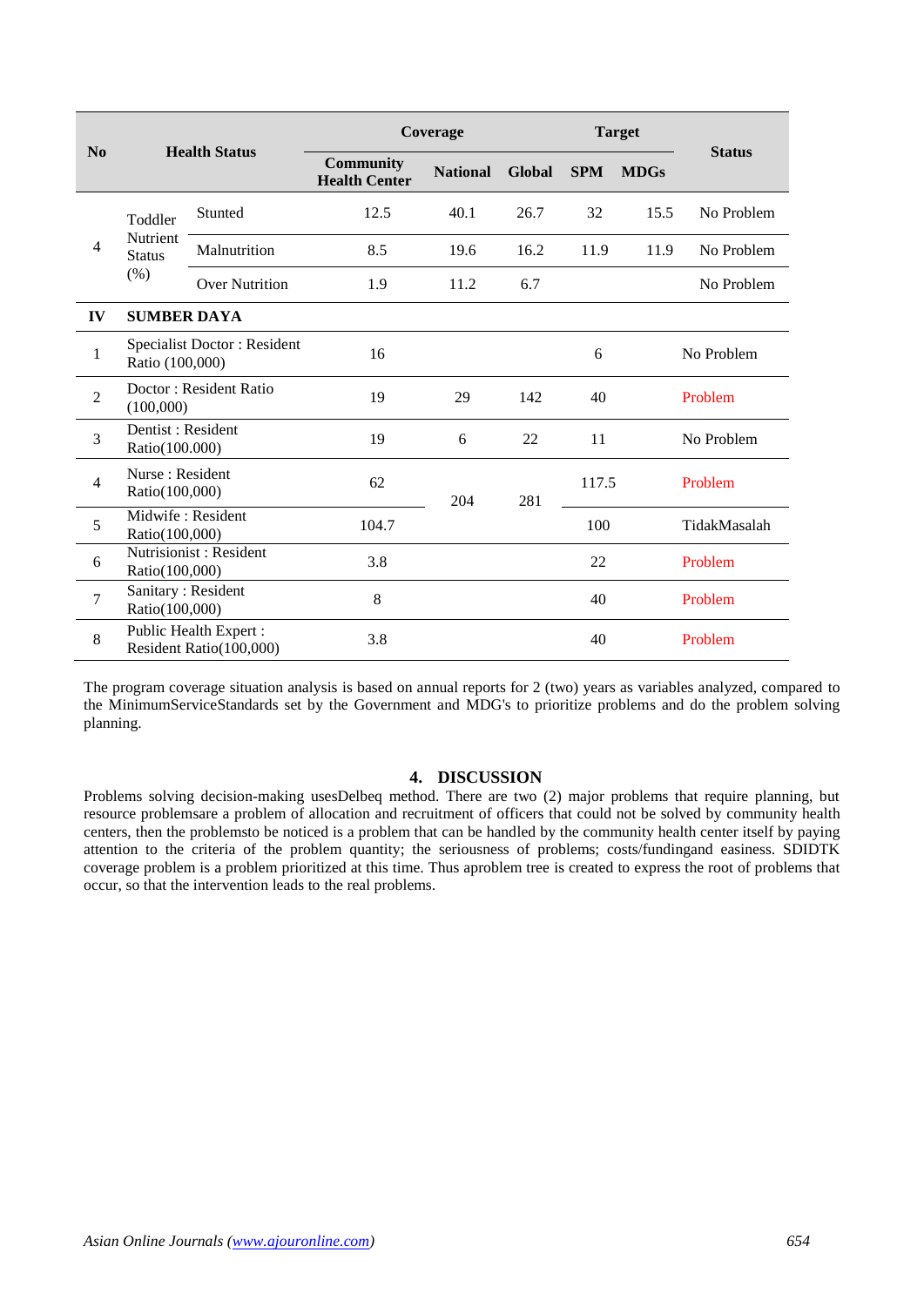| No | Health Status | | Coverage | | | Target | | Status |
|---|---|---|---|---|---|---|---|---|
| | | | Community Health Center | National | Global | SPM | MDGs | |
| 4 | Toddler Nutrient Status (%) | Stunted | 12.5 | 40.1 | 26.7 | 32 | 15.5 | No Problem |
| | | Malnutrition | 8.5 | 19.6 | 16.2 | 11.9 | 11.9 | No Problem |
| | | Over Nutrition | 1.9 | 11.2 | 6.7 | | | No Problem |
| IV | SUMBER DAYA | | | | | | | |
| 1 | Specialist Doctor : Resident Ratio (100,000) | | 16 | | | 6 | | No Problem |
| 2 | Doctor : Resident Ratio (100,000) | | 19 | 29 | 142 | 40 | | Problem |
| 3 | Dentist : Resident Ratio(100.000) | | 19 | 6 | 22 | 11 | | No Problem |
| 4 | Nurse : Resident Ratio(100,000) | | 62 | 204 | 281 | 117.5 | | Problem |
| 5 | Midwife : Resident Ratio(100,000) | | 104.7 | | | 100 | | TidakMasalah |
| 6 | Nutrisionist : Resident Ratio(100,000) | | 3.8 | | | 22 | | Problem |
| 7 | Sanitary : Resident Ratio(100,000) | | 8 | | | 40 | | Problem |
| 8 | Public Health Expert : Resident Ratio(100,000) | | 3.8 | | | 40 | | Problem |

The program coverage situation analysis is based on annual reports for 2 (two) years as variables analyzed, compared to the MinimumServiceStandards set by the Government and MDG's to prioritize problems and do the problem solving planning.

## 4. DISCUSSION

Problems solving decision-making usesDelbeq method. There are two (2) major problems that require planning, but resource problemsare a problem of allocation and recruitment of officers that could not be solved by community health centers, then the problemsto be noticed is a problem that can be handled by the community health center itself by paying attention to the criteria of the problem quantity; the seriousness of problems; costs/fundingand easiness. SDIDTK coverage problem is a problem prioritized at this time. Thus aproblem tree is created to express the root of problems that occur, so that the intervention leads to the real problems.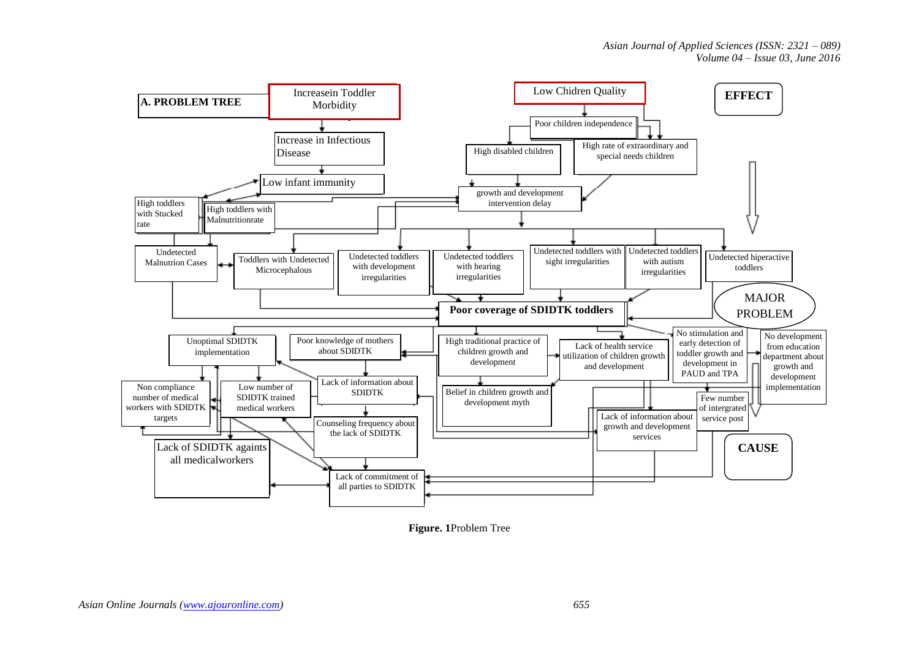**A. PROBLEM TREE**

**EFFECT**

Increasein Toddler Morbidity

Increase in Infectious Disease

Low infant immunity

Low Chidren Quality

Poor children independence

High disabled children

High rate of extraordinary and special needs children

growth and development intervention delay

High toddlers with Stucked rate

High toddlers with Malnutritionrate

Undetected Malnutrion Cases

Toddlers with Undetected Microcephalous

Undetected toddlers with development irregularities

Undetected toddlers with hearing irregularities

Undetected toddlers with sight irregularities

Undetected toddlers with autism irregularities

Undetected hiperactive toddlers

MAJOR PROBLEM

**Poor coverage of SDIDTK toddlers**

Unoptimal SDIDTK implementation

Poor knowledge of mothers about SDIDTK

High traditional practice of children growth and development

Lack of health service utilization of children growth and development

No stimulation and early detection of toddler growth and development in PAUD and TPA

No development from education department about growth and development implementation

Non compliance number of medical workers with SDIDTK targets

Low number of SDIDTK trained medical workers

Lack of information about SDIDTK

Belief in children growth and development myth

Few number of intergrated service post

Lack of information about growth and development services

Counseling frequency about the lack of SDIDTK

Lack of SDIDTK againts all medicalworkers

Lack of commitment of all parties to SDIDTK

**CAUSE**

**Figure. 1**Problem Tree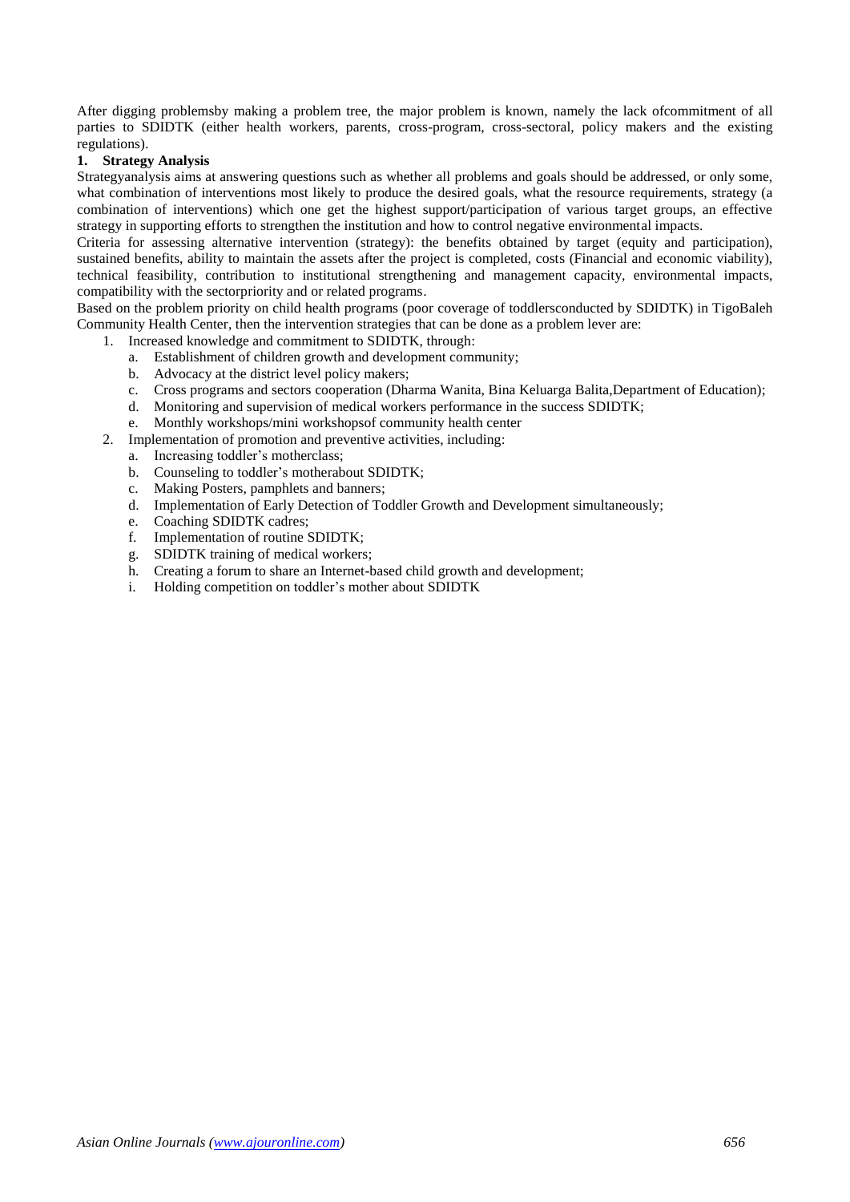After digging problemsby making a problem tree, the major problem is known, namely the lack ofcommitment of all parties to SDIDTK (either health workers, parents, cross-program, cross-sectoral, policy makers and the existing regulations).

**1. Strategy Analysis**

Strategyanalysis aims at answering questions such as whether all problems and goals should be addressed, or only some, what combination of interventions most likely to produce the desired goals, what the resource requirements, strategy (a combination of interventions) which one get the highest support/participation of various target groups, an effective strategy in supporting efforts to strengthen the institution and how to control negative environmental impacts.

Criteria for assessing alternative intervention (strategy): the benefits obtained by target (equity and participation), sustained benefits, ability to maintain the assets after the project is completed, costs (Financial and economic viability), technical feasibility, contribution to institutional strengthening and management capacity, environmental impacts, compatibility with the sectorpriority and or related programs.

Based on the problem priority on child health programs (poor coverage of toddlersconducted by SDIDTK) in TigoBaleh Community Health Center, then the intervention strategies that can be done as a problem lever are:

1. Increased knowledge and commitment to SDIDTK, through:
   a. Establishment of children growth and development community;
   b. Advocacy at the district level policy makers;
   c. Cross programs and sectors cooperation (Dharma Wanita, Bina Keluarga Balita,Department of Education);
   d. Monitoring and supervision of medical workers performance in the success SDIDTK;
   e. Monthly workshops/mini workshopsof community health center
2. Implementation of promotion and preventive activities, including:
   a. Increasing toddler's motherclass;
   b. Counseling to toddler's motherabout SDIDTK;
   c. Making Posters, pamphlets and banners;
   d. Implementation of Early Detection of Toddler Growth and Development simultaneously;
   e. Coaching SDIDTK cadres;
   f. Implementation of routine SDIDTK;
   g. SDIDTK training of medical workers;
   h. Creating a forum to share an Internet-based child growth and development;
   i. Holding competition on toddler's mother about SDIDTK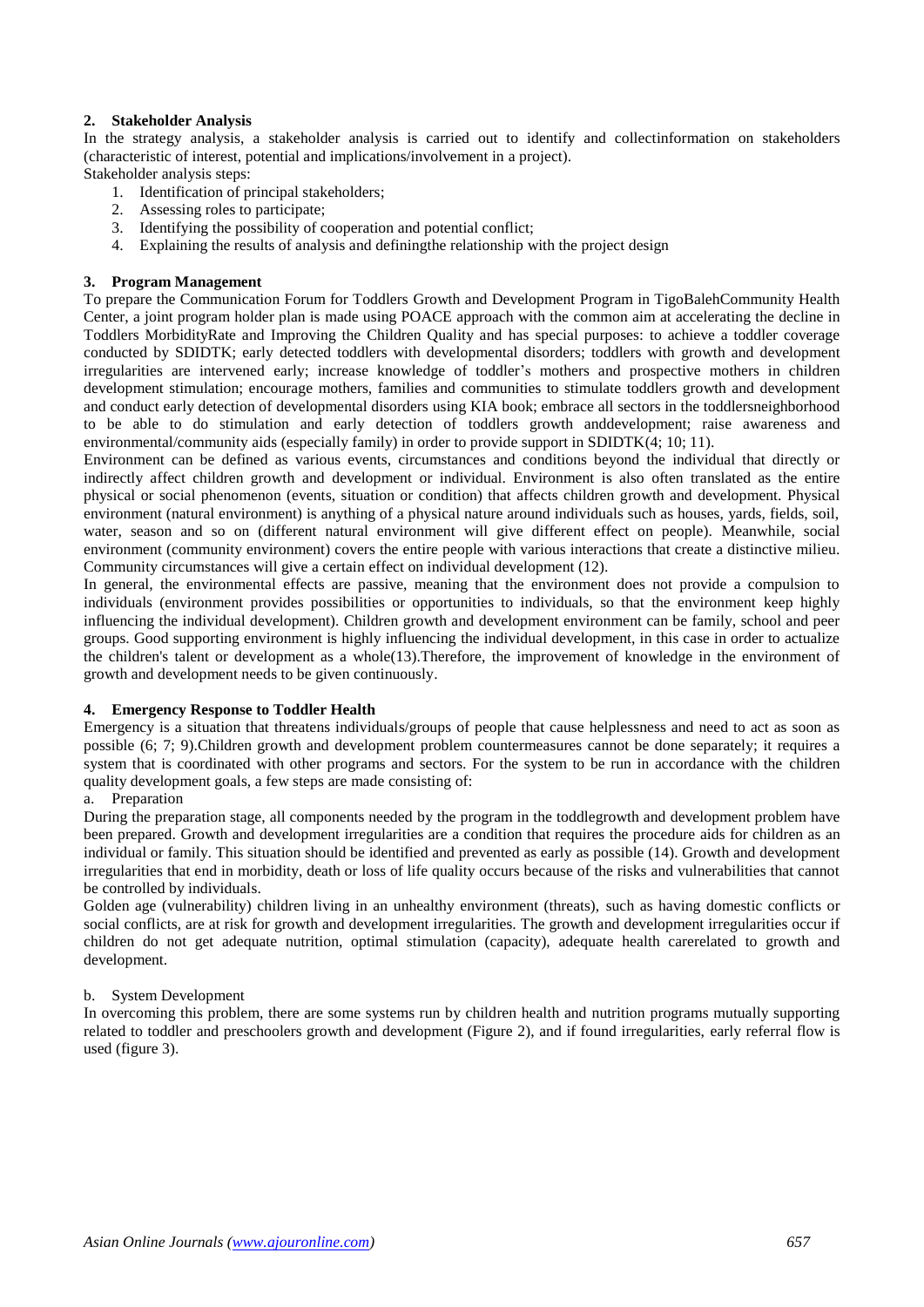## 2. Stakeholder Analysis

In the strategy analysis, a stakeholder analysis is carried out to identify and collectinformation on stakeholders (characteristic of interest, potential and implications/involvement in a project).

Stakeholder analysis steps:

1. Identification of principal stakeholders;
2. Assessing roles to participate;
3. Identifying the possibility of cooperation and potential conflict;
4. Explaining the results of analysis and definingthe relationship with the project design

## 3. Program Management

To prepare the Communication Forum for Toddlers Growth and Development Program in TigoBalehCommunity Health Center, a joint program holder plan is made using POACE approach with the common aim at accelerating the decline in Toddlers MorbidityRate and Improving the Children Quality and has special purposes: to achieve a toddler coverage conducted by SDIDTK; early detected toddlers with developmental disorders; toddlers with growth and development irregularities are intervened early; increase knowledge of toddler's mothers and prospective mothers in children development stimulation; encourage mothers, families and communities to stimulate toddlers growth and development and conduct early detection of developmental disorders using KIA book; embrace all sectors in the toddlersneighborhood to be able to do stimulation and early detection of toddlers growth anddevelopment; raise awareness and environmental/community aids (especially family) in order to provide support in SDIDTK(4; 10; 11).

Environment can be defined as various events, circumstances and conditions beyond the individual that directly or indirectly affect children growth and development or individual. Environment is also often translated as the entire physical or social phenomenon (events, situation or condition) that affects children growth and development. Physical environment (natural environment) is anything of a physical nature around individuals such as houses, yards, fields, soil, water, season and so on (different natural environment will give different effect on people). Meanwhile, social environment (community environment) covers the entire people with various interactions that create a distinctive milieu. Community circumstances will give a certain effect on individual development (12).

In general, the environmental effects are passive, meaning that the environment does not provide a compulsion to individuals (environment provides possibilities or opportunities to individuals, so that the environment keep highly influencing the individual development). Children growth and development environment can be family, school and peer groups. Good supporting environment is highly influencing the individual development, in this case in order to actualize the children's talent or development as a whole(13).Therefore, the improvement of knowledge in the environment of growth and development needs to be given continuously.

## 4. Emergency Response to Toddler Health

Emergency is a situation that threatens individuals/groups of people that cause helplessness and need to act as soon as possible (6; 7; 9).Children growth and development problem countermeasures cannot be done separately; it requires a system that is coordinated with other programs and sectors. For the system to be run in accordance with the children quality development goals, a few steps are made consisting of:

a. Preparation

During the preparation stage, all components needed by the program in the toddlegrowth and development problem have been prepared. Growth and development irregularities are a condition that requires the procedure aids for children as an individual or family. This situation should be identified and prevented as early as possible (14). Growth and development irregularities that end in morbidity, death or loss of life quality occurs because of the risks and vulnerabilities that cannot be controlled by individuals.

Golden age (vulnerability) children living in an unhealthy environment (threats), such as having domestic conflicts or social conflicts, are at risk for growth and development irregularities. The growth and development irregularities occur if children do not get adequate nutrition, optimal stimulation (capacity), adequate health carerelated to growth and development.

b. System Development

In overcoming this problem, there are some systems run by children health and nutrition programs mutually supporting related to toddler and preschoolers growth and development (Figure 2), and if found irregularities, early referral flow is used (figure 3).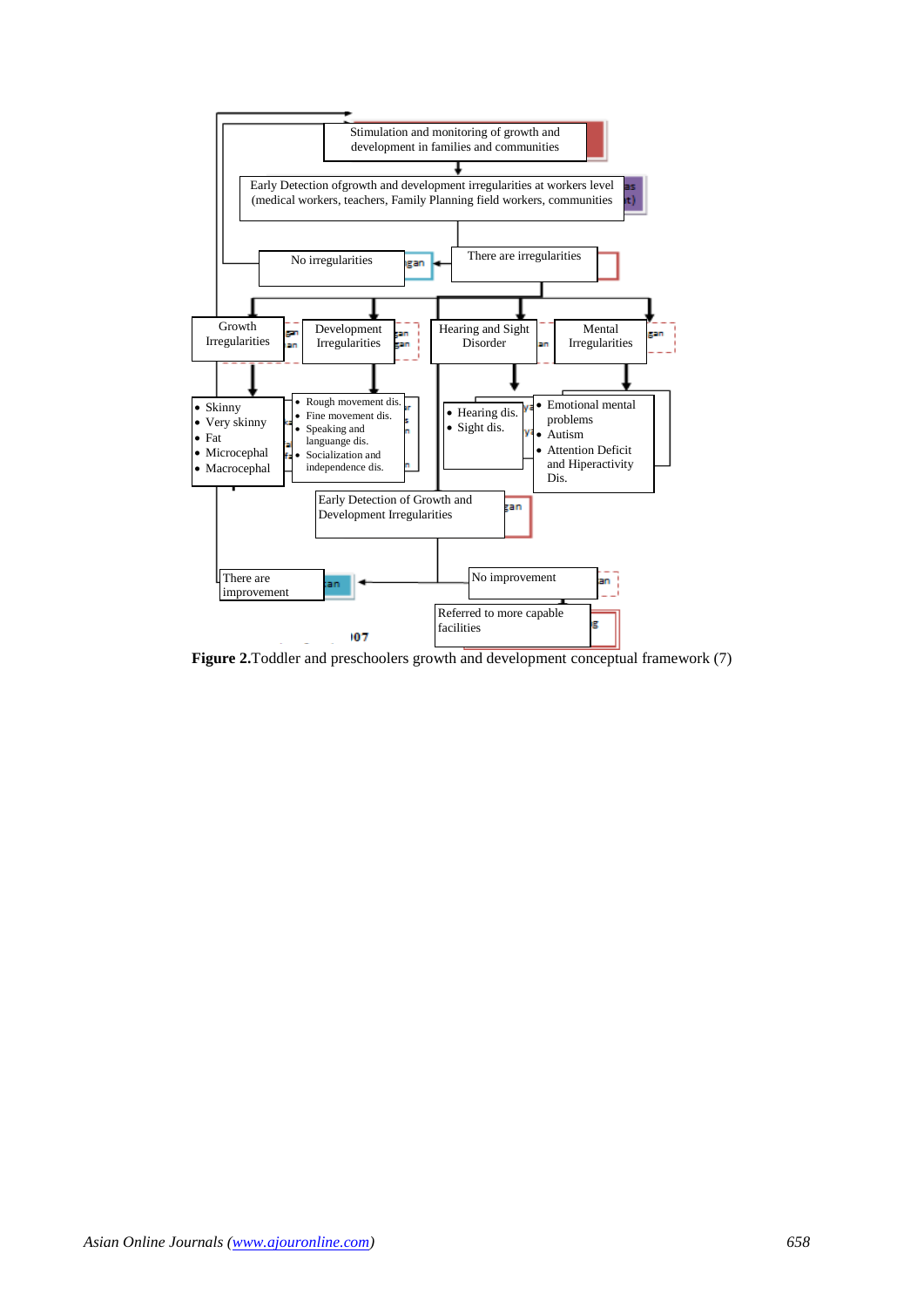Stimulation and monitoring of growth and development in families and communities

Early Detection ofgrowth and development irregularities at workers level (medical workers, teachers, Family Planning field workers, communities

No irregularities

There are irregularities

Growth Irregularities

Development Irregularities

Hearing and Sight Disorder

Mental Irregularities

- Skinny
- Very skinny
- Fat
- Microcephal
- Macrocephal

- Rough movement dis.
- Fine movement dis.
- Speaking and languange dis.
- Socialization and independence dis.

- Hearing dis.
- Sight dis.

- Emotional mental problems
- Autism
- Attention Deficit and Hiperactivity Dis.

Early Detection of Growth and Development Irregularities

There are improvement

No improvement

Referred to more capable facilities

**Figure 2.**Toddler and preschoolers growth and development conceptual framework (7)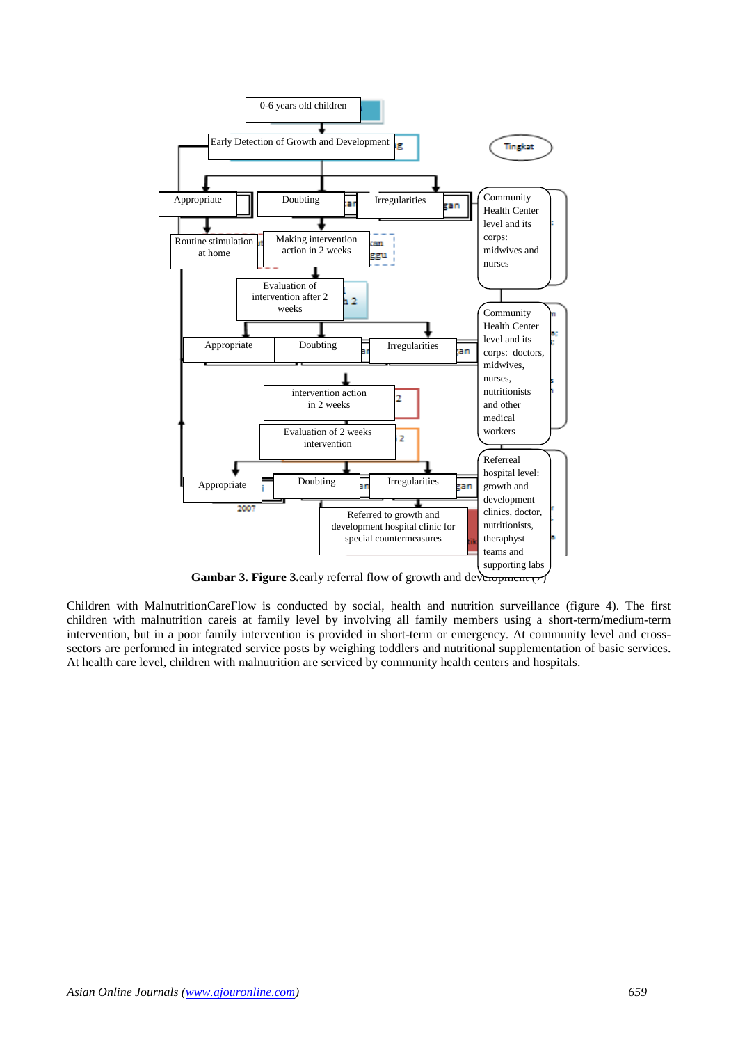0-6 years old children

Early Detection of Growth and Development

Appropriate | Doubting | Irregularities

Routine stimulation at home

Making intervention action in 2 weeks

Evaluation of intervention after 2 weeks

Appropriate | Doubting | Irregularities

intervention action in 2 weeks

Evaluation of 2 weeks intervention

Appropriate | Doubting | Irregularities

Referred to growth and development hospital clinic for special countermeasures

Tingkat

Community Health Center level and its corps: midwives and nurses

Community Health Center level and its corps: doctors, midwives, nurses, nutritionists and other medical workers

Referreal hospital level: growth and development clinics, doctor, nutritionists, theraphyst teams and supporting labs

**Gambar 3. Figure 3.**early referral flow of growth and development (7)

Children with MalnutritionCareFlow is conducted by social, health and nutrition surveillance (figure 4). The first children with malnutrition careis at family level by involving all family members using a short-term/medium-term intervention, but in a poor family intervention is provided in short-term or emergency. At community level and cross-sectors are performed in integrated service posts by weighing toddlers and nutritional supplementation of basic services. At health care level, children with malnutrition are serviced by community health centers and hospitals.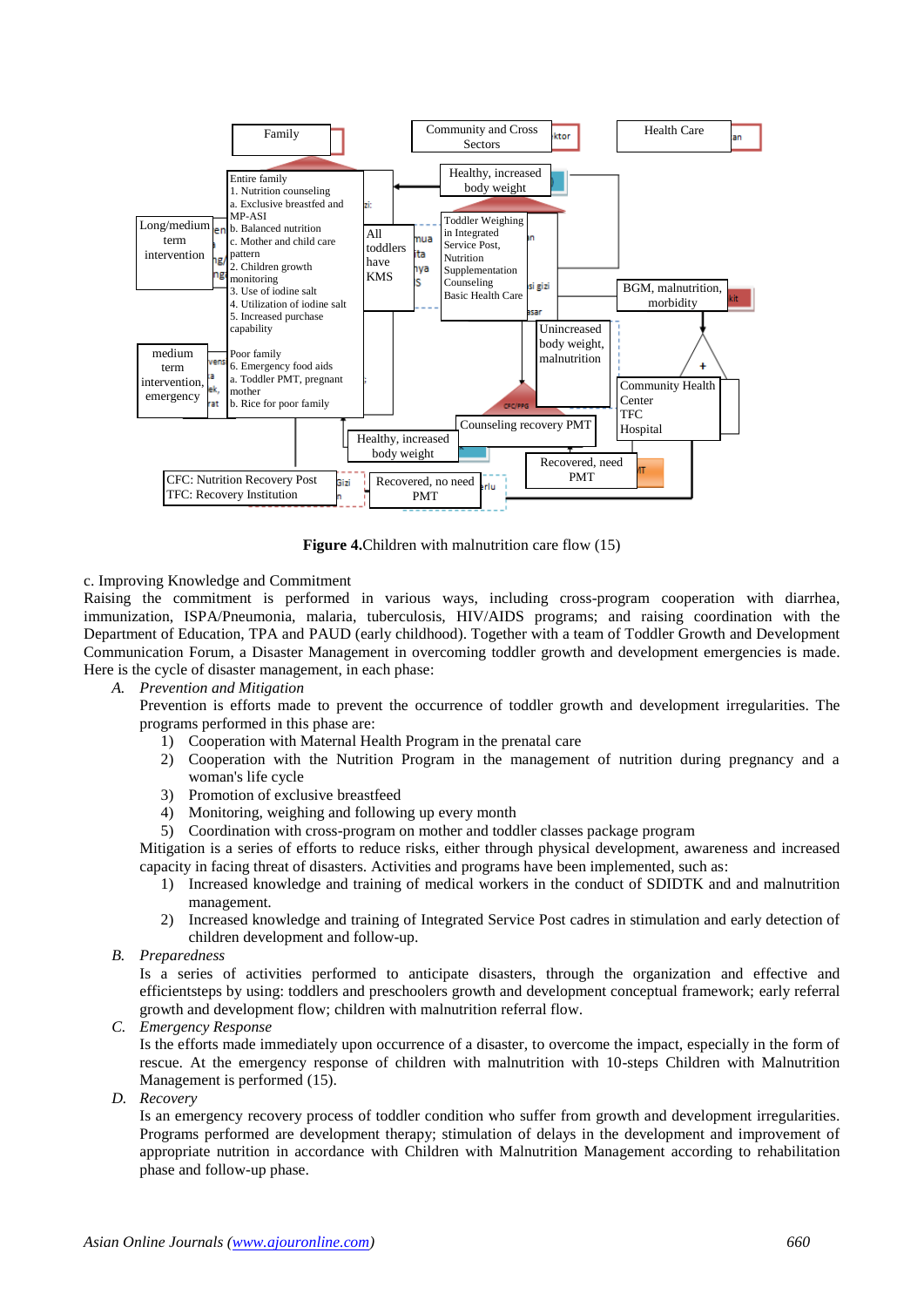**Figure 4.** Children with malnutrition care flow (15)

c. Improving Knowledge and Commitment

Raising the commitment is performed in various ways, including cross-program cooperation with diarrhea, immunization, ISPA/Pneumonia, malaria, tuberculosis, HIV/AIDS programs; and raising coordination with the Department of Education, TPA and PAUD (early childhood). Together with a team of Toddler Growth and Development Communication Forum, a Disaster Management in overcoming toddler growth and development emergencies is made. Here is the cycle of disaster management, in each phase:

A. *Prevention and Mitigation*

Prevention is efforts made to prevent the occurrence of toddler growth and development irregularities. The programs performed in this phase are:

1) Cooperation with Maternal Health Program in the prenatal care
2) Cooperation with the Nutrition Program in the management of nutrition during pregnancy and a woman's life cycle
3) Promotion of exclusive breastfeed
4) Monitoring, weighing and following up every month
5) Coordination with cross-program on mother and toddler classes package program

Mitigation is a series of efforts to reduce risks, either through physical development, awareness and increased capacity in facing threat of disasters. Activities and programs have been implemented, such as:

1) Increased knowledge and training of medical workers in the conduct of SDIDTK and and malnutrition management.
2) Increased knowledge and training of Integrated Service Post cadres in stimulation and early detection of children development and follow-up.

B. *Preparedness*

Is a series of activities performed to anticipate disasters, through the organization and effective and efficientsteps by using: toddlers and preschoolers growth and development conceptual framework; early referral growth and development flow; children with malnutrition referral flow.

C. *Emergency Response*

Is the efforts made immediately upon occurrence of a disaster, to overcome the impact, especially in the form of rescue. At the emergency response of children with malnutrition with 10-steps Children with Malnutrition Management is performed (15).

D. *Recovery*

Is an emergency recovery process of toddler condition who suffer from growth and development irregularities. Programs performed are development therapy; stimulation of delays in the development and improvement of appropriate nutrition in accordance with Children with Malnutrition Management according to rehabilitation phase and follow-up phase.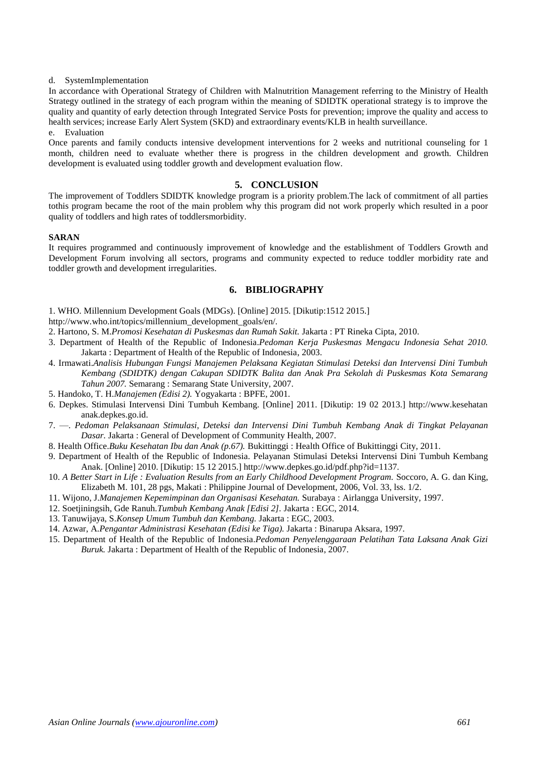d. SystemImplementation

In accordance with Operational Strategy of Children with Malnutrition Management referring to the Ministry of Health Strategy outlined in the strategy of each program within the meaning of SDIDTK operational strategy is to improve the quality and quantity of early detection through Integrated Service Posts for prevention; improve the quality and access to health services; increase Early Alert System (SKD) and extraordinary events/KLB in health surveillance.

e. Evaluation

Once parents and family conducts intensive development interventions for 2 weeks and nutritional counseling for 1 month, children need to evaluate whether there is progress in the children development and growth. Children development is evaluated using toddler growth and development evaluation flow.

## 5. CONCLUSION

The improvement of Toddlers SDIDTK knowledge program is a priority problem.The lack of commitment of all parties tothis program became the root of the main problem why this program did not work properly which resulted in a poor quality of toddlers and high rates of toddlersmorbidity.

**SARAN**

It requires programmed and continuously improvement of knowledge and the establishment of Toddlers Growth and Development Forum involving all sectors, programs and community expected to reduce toddler morbidity rate and toddler growth and development irregularities.

## 6. BIBLIOGRAPHY

1. WHO. Millennium Development Goals (MDGs). [Online] 2015. [Dikutip:1512 2015.] http://www.who.int/topics/millennium_development_goals/en/.
2. Hartono, S. M.*Promosi Kesehatan di Puskesmas dan Rumah Sakit.* Jakarta : PT Rineka Cipta, 2010.
3. Department of Health of the Republic of Indonesia.*Pedoman Kerja Puskesmas Mengacu Indonesia Sehat 2010.* Jakarta : Department of Health of the Republic of Indonesia, 2003.
4. Irmawati.*Analisis Hubungan Fungsi Manajemen Pelaksana Kegiatan Stimulasi Deteksi dan Intervensi Dini Tumbuh Kembang (SDIDTK) dengan Cakupan SDIDTK Balita dan Anak Pra Sekolah di Puskesmas Kota Semarang Tahun 2007.* Semarang : Semarang State University, 2007.
5. Handoko, T. H.*Manajemen (Edisi 2).* Yogyakarta : BPFE, 2001.
6. Depkes. Stimulasi Intervensi Dini Tumbuh Kembang. [Online] 2011. [Dikutip: 19 02 2013.] http://www.kesehatan anak.depkes.go.id.
7. —. *Pedoman Pelaksanaan Stimulasi, Deteksi dan Intervensi Dini Tumbuh Kembang Anak di Tingkat Pelayanan Dasar.* Jakarta : General of Development of Community Health, 2007.
8. Health Office.*Buku Kesehatan Ibu dan Anak (p.67).* Bukittinggi : Health Office of Bukittinggi City, 2011.
9. Department of Health of the Republic of Indonesia. Pelayanan Stimulasi Deteksi Intervensi Dini Tumbuh Kembang Anak. [Online] 2010. [Dikutip: 15 12 2015.] http://www.depkes.go.id/pdf.php?id=1137.
10. *A Better Start in Life : Evaluation Results from an Early Childhood Development Program.* Soccoro, A. G. dan King, Elizabeth M. 101, 28 pgs, Makati : Philippine Journal of Development, 2006, Vol. 33, lss. 1/2.
11. Wijono, J.*Manajemen Kepemimpinan dan Organisasi Kesehatan.* Surabaya : Airlangga University, 1997.
12. Soetjiningsih, Gde Ranuh.*Tumbuh Kembang Anak [Edisi 2].* Jakarta : EGC, 2014.
13. Tanuwijaya, S.*Konsep Umum Tumbuh dan Kembang.* Jakarta : EGC, 2003.
14. Azwar, A.*Pengantar Administrasi Kesehatan (Edisi ke Tiga).* Jakarta : Binarupa Aksara, 1997.
15. Department of Health of the Republic of Indonesia.*Pedoman Penyelenggaraan Pelatihan Tata Laksana Anak Gizi Buruk.* Jakarta : Department of Health of the Republic of Indonesia, 2007.